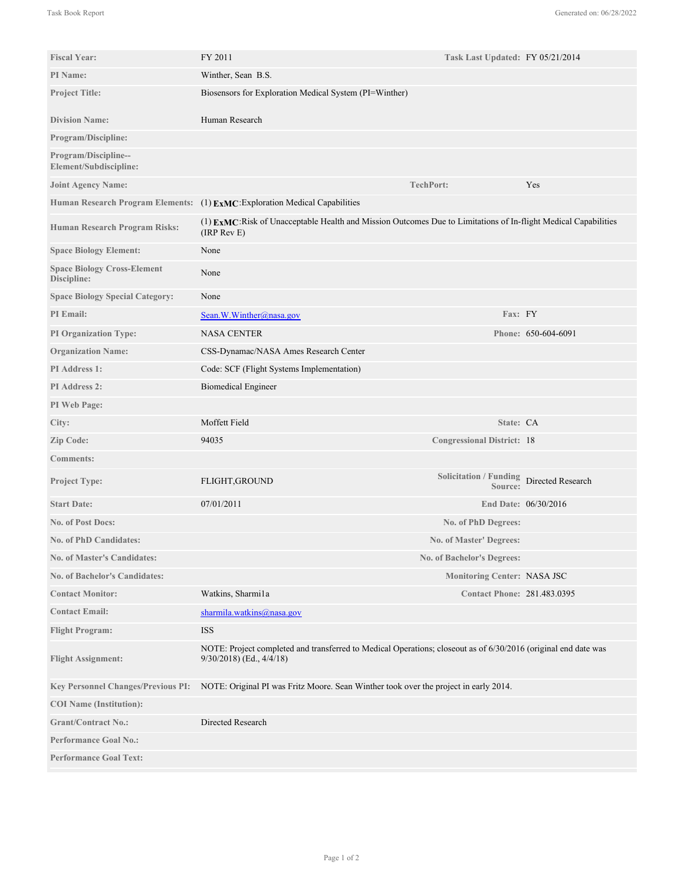| | | | |
|---|---|---|---|
| **Fiscal Year:** | FY 2011 | **Task Last Updated:** | FY 05/21/2014 |
| **PI Name:** | Winther, Sean B.S. | | |
| **Project Title:** | Biosensors for Exploration Medical System (PI=Winther) | | |
| **Division Name:** | Human Research | | |
| **Program/Discipline:** | | | |
| **Program/Discipline--Element/Subdiscipline:** | | | |
| **Joint Agency Name:** | | **TechPort:** | Yes |
| **Human Research Program Elements:** | (1) **ExMC**:Exploration Medical Capabilities | | |
| **Human Research Program Risks:** | (1) **ExMC**:Risk of Unacceptable Health and Mission Outcomes Due to Limitations of In-flight Medical Capabilities (IRP Rev E) | | |
| **Space Biology Element:** | None | | |
| **Space Biology Cross-Element Discipline:** | None | | |
| **Space Biology Special Category:** | None | | |
| **PI Email:** | Sean.W.Winther@nasa.gov | **Fax:** | FY |
| **PI Organization Type:** | NASA CENTER | **Phone:** | 650-604-6091 |
| **Organization Name:** | CSS-Dynamac/NASA Ames Research Center | | |
| **PI Address 1:** | Code: SCF (Flight Systems Implementation) | | |
| **PI Address 2:** | Biomedical Engineer | | |
| **PI Web Page:** | | | |
| **City:** | Moffett Field | **State:** | CA |
| **Zip Code:** | 94035 | **Congressional District:** | 18 |
| **Comments:** | | | |
| **Project Type:** | FLIGHT,GROUND | **Solicitation / Funding Source:** | Directed Research |
| **Start Date:** | 07/01/2011 | **End Date:** | 06/30/2016 |
| **No. of Post Docs:** | | **No. of PhD Degrees:** | |
| **No. of PhD Candidates:** | | **No. of Master' Degrees:** | |
| **No. of Master's Candidates:** | | **No. of Bachelor's Degrees:** | |
| **No. of Bachelor's Candidates:** | | **Monitoring Center:** | NASA JSC |
| **Contact Monitor:** | Watkins, Sharmi1a | **Contact Phone:** | 281.483.0395 |
| **Contact Email:** | sharmila.watkins@nasa.gov | | |
| **Flight Program:** | ISS | | |
| **Flight Assignment:** | NOTE: Project completed and transferred to Medical Operations; closeout as of 6/30/2016 (original end date was 9/30/2018) (Ed., 4/4/18) | | |
| **Key Personnel Changes/Previous PI:** | NOTE: Original PI was Fritz Moore. Sean Winther took over the project in early 2014. | | |
| **COI Name (Institution):** | | | |
| **Grant/Contract No.:** | Directed Research | | |
| **Performance Goal No.:** | | | |
| **Performance Goal Text:** | | | |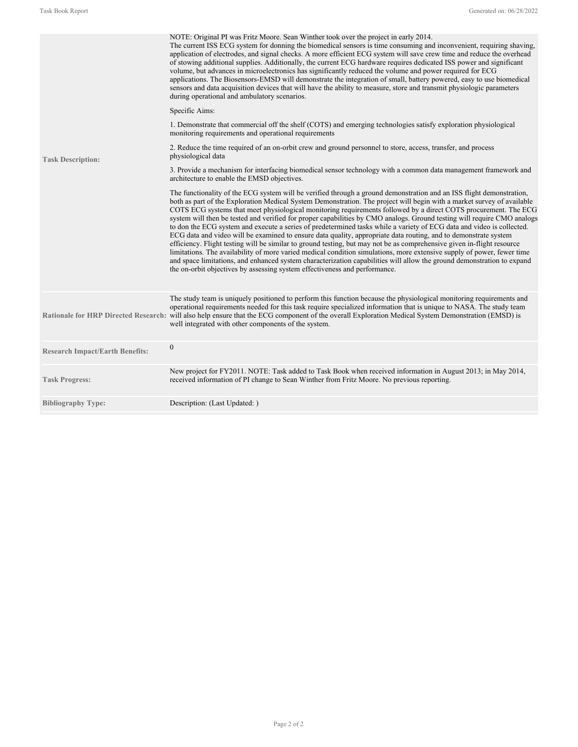| | |
|---|---|
| **Task Description:** | NOTE: Original PI was Fritz Moore. Sean Winther took over the project in early 2014.<br>The current ISS ECG system for donning the biomedical sensors is time consuming and inconvenient, requiring shaving, application of electrodes, and signal checks. A more efficient ECG system will save crew time and reduce the overhead of stowing additional supplies. Additionally, the current ECG hardware requires dedicated ISS power and significant volume, but advances in microelectronics has significantly reduced the volume and power required for ECG applications. The Biosensors-EMSD will demonstrate the integration of small, battery powered, easy to use biomedical sensors and data acquisition devices that will have the ability to measure, store and transmit physiologic parameters during operational and ambulatory scenarios.<br><br>Specific Aims:<br><br>1. Demonstrate that commercial off the shelf (COTS) and emerging technologies satisfy exploration physiological monitoring requirements and operational requirements<br><br>2. Reduce the time required of an on-orbit crew and ground personnel to store, access, transfer, and process physiological data<br><br>3. Provide a mechanism for interfacing biomedical sensor technology with a common data management framework and architecture to enable the EMSD objectives.<br><br>The functionality of the ECG system will be verified through a ground demonstration and an ISS flight demonstration, both as part of the Exploration Medical System Demonstration. The project will begin with a market survey of available COTS ECG systems that meet physiological monitoring requirements followed by a direct COTS procurement. The ECG system will then be tested and verified for proper capabilities by CMO analogs. Ground testing will require CMO analogs to don the ECG system and execute a series of predetermined tasks while a variety of ECG data and video is collected. ECG data and video will be examined to ensure data quality, appropriate data routing, and to demonstrate system efficiency. Flight testing will be similar to ground testing, but may not be as comprehensive given in-flight resource limitations. The availability of more varied medical condition simulations, more extensive supply of power, fewer time and space limitations, and enhanced system characterization capabilities will allow the ground demonstration to expand the on-orbit objectives by assessing system effectiveness and performance. |
| **Rationale for HRP Directed Research:** | The study team is uniquely positioned to perform this function because the physiological monitoring requirements and operational requirements needed for this task require specialized information that is unique to NASA. The study team will also help ensure that the ECG component of the overall Exploration Medical System Demonstration (EMSD) is well integrated with other components of the system. |
| **Research Impact/Earth Benefits:** | 0 |
| **Task Progress:** | New project for FY2011. NOTE: Task added to Task Book when received information in August 2013; in May 2014, received information of PI change to Sean Winther from Fritz Moore. No previous reporting. |
| **Bibliography Type:** | Description: (Last Updated: ) |